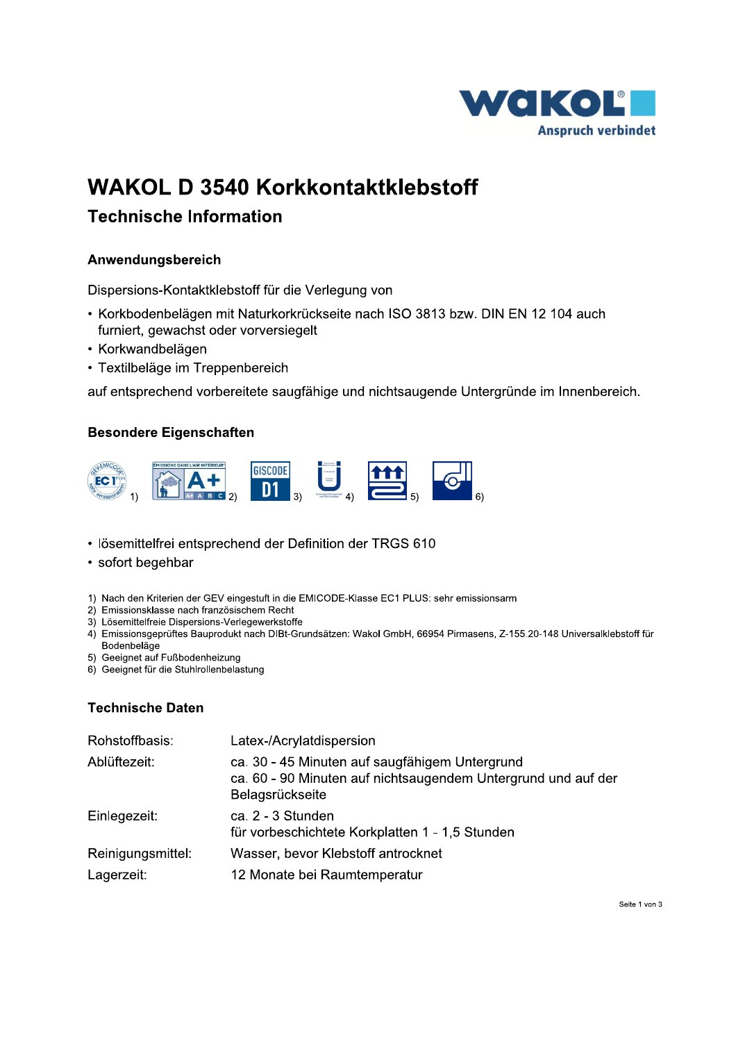# WAKOL D 3540 Korkkontaktklebstoff

## Technische Information

### Anwendungsbereich

Dispersions-Kontaktklebstoff für die Verlegung von

- Korkbodenbelägen mit Naturkorkrückseite nach ISO 3813 bzw. DIN EN 12 104 auch furniert, gewachst oder vorversiegelt
- Korkwandbelägen
- Textilbeläge im Treppenbereich

auf entsprechend vorbereitete saugfähige und nichtsaugende Untergründe im Innenbereich.

### Besondere Eigenschaften

1) 2) 3) 4) 5) 6)

- lösemittelfrei entsprechend der Definition der TRGS 610
- sofort begehbar

1) Nach den Kriterien der GEV eingestuft in die EMICODE-Klasse EC1 PLUS: sehr emissionsarm
2) Emissionsklasse nach französischem Recht
3) Lösemittelfreie Dispersions-Verlegewerkstoffe
4) Emissionsgeprüftes Bauprodukt nach DIBt-Grundsätzen: Wakol GmbH, 66954 Pirmasens, Z-155.20-148 Universalklebstoff für Bodenbeläge
5) Geeignet auf Fußbodenheizung
6) Geeignet für die Stuhlrollenbelastung

### Technische Daten

| | |
|---|---|
| Rohstoffbasis: | Latex-/Acrylatdispersion |
| Ablüftezeit: | ca. 30 - 45 Minuten auf saugfähigem Untergrund<br>ca. 60 - 90 Minuten auf nichtsaugendem Untergrund und auf der Belagsrückseite |
| Einlegezeit: | ca. 2 - 3 Stunden<br>für vorbeschichtete Korkplatten 1 - 1,5 Stunden |
| Reinigungsmittel: | Wasser, bevor Klebstoff antrocknet |
| Lagerzeit: | 12 Monate bei Raumtemperatur |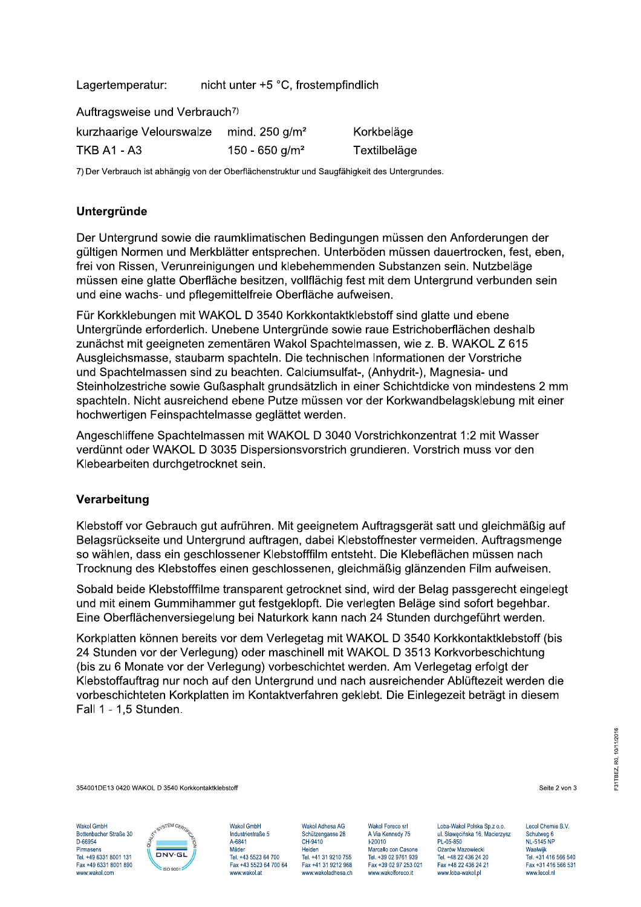Lagertemperatur: nicht unter +5 °C, frostempfindlich

Auftragsweise und Verbrauch[7)]

| | | |
|---|---|---|
| kurzhaarige Velourswalze | mind. 250 g/m² | Korkbeläge |
| TKB A1 - A3 | 150 - 650 g/m² | Textilbeläge |

7) Der Verbrauch ist abhängig von der Oberflächenstruktur und Saugfähigkeit des Untergrundes.

## Untergründe

Der Untergrund sowie die raumklimatischen Bedingungen müssen den Anforderungen der gültigen Normen und Merkblätter entsprechen. Unterböden müssen dauertrocken, fest, eben, frei von Rissen, Verunreinigungen und klebehemmenden Substanzen sein. Nutzbeläge müssen eine glatte Oberfläche besitzen, vollflächig fest mit dem Untergrund verbunden sein und eine wachs- und pflegemittelfreie Oberfläche aufweisen.

Für Korkklebungen mit WAKOL D 3540 Korkkontaktklebstoff sind glatte und ebene Untergründe erforderlich. Unebene Untergründe sowie raue Estrichoberflächen deshalb zunächst mit geeigneten zementären Wakol Spachtelmassen, wie z. B. WAKOL Z 615 Ausgleichsmasse, staubarm spachteln. Die technischen Informationen der Vorstriche und Spachtelmassen sind zu beachten. Calciumsulfat-, (Anhydrit-), Magnesia- und Steinholzestriche sowie Gußasphalt grundsätzlich in einer Schichtdicke von mindestens 2 mm spachteln. Nicht ausreichend ebene Putze müssen vor der Korkwandbelagsklebung mit einer hochwertigen Feinspachtelmasse geglättet werden.

Angeschliffene Spachtelmassen mit WAKOL D 3040 Vorstrichkonzentrat 1:2 mit Wasser verdünnt oder WAKOL D 3035 Dispersionsvorstrich grundieren. Vorstrich muss vor den Klebearbeiten durchgetrocknet sein.

## Verarbeitung

Klebstoff vor Gebrauch gut aufrühren. Mit geeignetem Auftragsgerät satt und gleichmäßig auf Belagsrückseite und Untergrund auftragen, dabei Klebstoffnester vermeiden. Auftragsmenge so wählen, dass ein geschlossener Klebstofffilm entsteht. Die Klebeflächen müssen nach Trocknung des Klebstoffes einen geschlossenen, gleichmäßig glänzenden Film aufweisen.

Sobald beide Klebstofffilme transparent getrocknet sind, wird der Belag passgerecht eingelegt und mit einem Gummihammer gut festgeklopft. Die verlegten Beläge sind sofort begehbar. Eine Oberflächenversiegelung bei Naturkork kann nach 24 Stunden durchgeführt werden.

Korkplatten können bereits vor dem Verlegetag mit WAKOL D 3540 Korkkontaktklebstoff (bis 24 Stunden vor der Verlegung) oder maschinell mit WAKOL D 3513 Korkvorbeschichtung (bis zu 6 Monate vor der Verlegung) vorbeschichtet werden. Am Verlegetag erfolgt der Klebstoffauftrag nur noch auf den Untergrund und nach ausreichender Ablüftezeit werden die vorbeschichteten Korkplatten im Kontaktverfahren geklebt. Die Einlegezeit beträgt in diesem Fall 1 - 1,5 Stunden.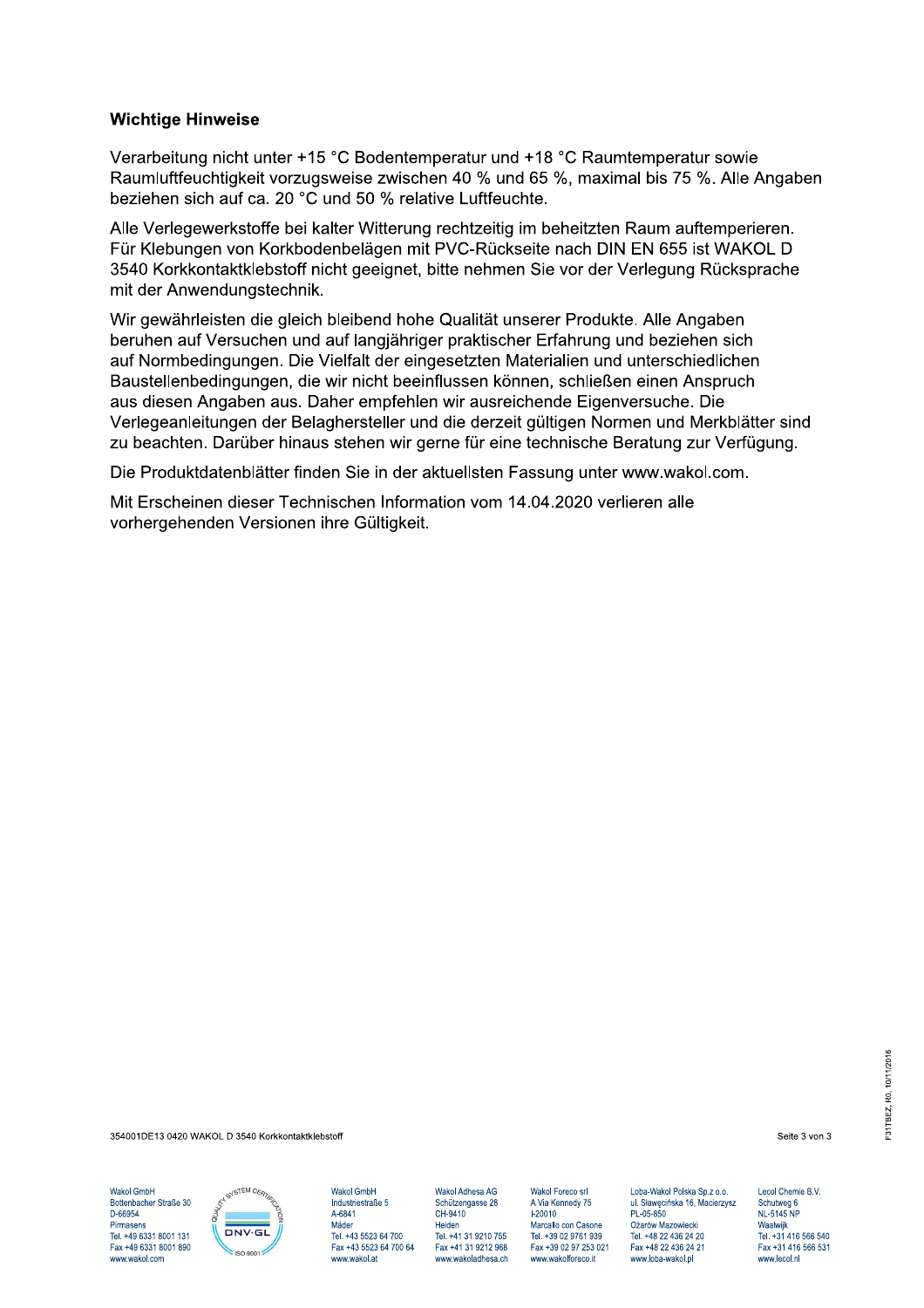**Wichtige Hinweise**

Verarbeitung nicht unter +15 °C Bodentemperatur und +18 °C Raumtemperatur sowie Raumluftfeuchtigkeit vorzugsweise zwischen 40 % und 65 %, maximal bis 75 %. Alle Angaben beziehen sich auf ca. 20 °C und 50 % relative Luftfeuchte.

Alle Verlegewerkstoffe bei kalter Witterung rechtzeitig im beheiztzen Raum auftemperieren. Für Klebungen von Korkbodenbelägen mit PVC-Rückseite nach DIN EN 655 ist WAKOL D 3540 Korkkontaktklebstoff nicht geeignet, bitte nehmen Sie vor der Verlegung Rücksprache mit der Anwendungstechnik.

Wir gewährleisten die gleich bleibend hohe Qualität unserer Produkte. Alle Angaben beruhen auf Versuchen und auf langjähriger praktischer Erfahrung und beziehen sich auf Normbedingungen. Die Vielfalt der eingesetzten Materialien und unterschiedlichen Baustellenbedingungen, die wir nicht beeinflussen können, schließen einen Anspruch aus diesen Angaben aus. Daher empfehlen wir ausreichende Eigenversuche. Die Verlegeanleitungen der Belaghersteller und die derzeit gültigen Normen und Merkblätter sind zu beachten. Darüber hinaus stehen wir gerne für eine technische Beratung zur Verfügung.

Die Produktdatenblätter finden Sie in der aktuellsten Fassung unter www.wakol.com.

Mit Erscheinen dieser Technischen Information vom 14.04.2020 verlieren alle vorhergehenden Versionen ihre Gültigkeit.

354001DE13 0420 WAKOL D 3540 Korkkontaktklebstoff

Wakol GmbH
Bottenbacher Straße 30
D-66954
Pirmasens
Tel. +49 6331 8001 131
Fax +49 6331 8001 890
www.wakol.com

Wakol GmbH
Industriestraße 5
A-6841
Mäder
Tel. +43 5523 64 700
Fax +43 5523 64 700 64
www.wakol.at

Wakol Adhesa AG
Schützengasse 28
CH-9410
Heiden
Tel. +41 31 9210 755
Fax +41 31 9212 968
www.wakoladhesa.ch

Wakol Foreco srl
A Via Kennedy 75
I-20010
Marcallo con Casone
Tel. +39 02 9761 939
Fax +39 02 97 253 021
www.wakolforeco.it

Loba-Wakol Polska Sp.z o.o.
ul. Sławęcińska 16, Macierzysz
PL-05-850
Ożarów Mazowiecki
Tel. +48 22 436 24 20
Fax +48 22 436 24 21
www.loba-wakol.pl

Lecol Chemie B.V.
Schutweg 6
NL-5145 NP
Waalwijk
Tel. +31 416 566 540
Fax +31 416 566 531
www.lecol.nl